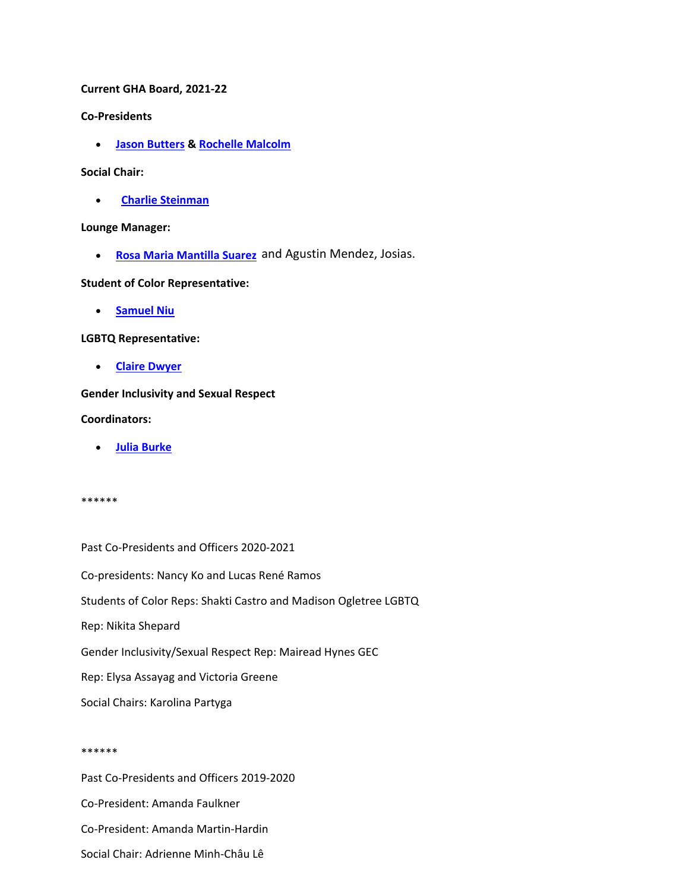**Current GHA Board, 2021-22**

**Co-Presidents**

- **Jason Butters** & **Rochelle Malcolm**

**Social Chair:**

- **Charlie Steinman**

**Lounge Manager:**

- **Rosa Maria Mantilla Suarez** and Agustin Mendez, Josias.

**Student of Color Representative:**

- **Samuel Niu**

**LGBTQ Representative:**

- **Claire Dwyer**

**Gender Inclusivity and Sexual Respect**

**Coordinators:**

- **Julia Burke**

******

Past Co-Presidents and Officers 2020-2021

Co-presidents: Nancy Ko and Lucas René Ramos

Students of Color Reps: Shakti Castro and Madison Ogletree LGBTQ

Rep: Nikita Shepard

Gender Inclusivity/Sexual Respect Rep: Mairead Hynes GEC

Rep: Elysa Assayag and Victoria Greene

Social Chairs: Karolina Partyga

******

Past Co-Presidents and Officers 2019-2020

Co-President: Amanda Faulkner

Co-President: Amanda Martin-Hardin

Social Chair: Adrienne Minh-Châu Lê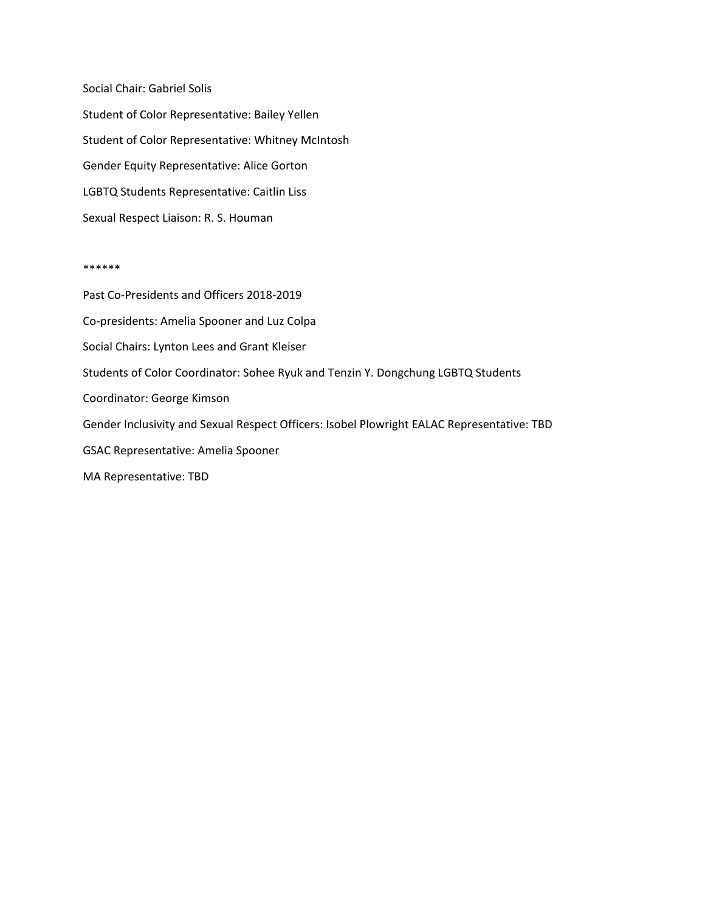Social Chair: Gabriel Solis

Student of Color Representative: Bailey Yellen

Student of Color Representative: Whitney McIntosh

Gender Equity Representative: Alice Gorton

LGBTQ Students Representative: Caitlin Liss

Sexual Respect Liaison: R. S. Houman

******

Past Co-Presidents and Officers 2018-2019

Co-presidents: Amelia Spooner and Luz Colpa

Social Chairs: Lynton Lees and Grant Kleiser

Students of Color Coordinator: Sohee Ryuk and Tenzin Y. Dongchung LGBTQ Students

Coordinator: George Kimson

Gender Inclusivity and Sexual Respect Officers: Isobel Plowright EALAC Representative: TBD

GSAC Representative: Amelia Spooner

MA Representative: TBD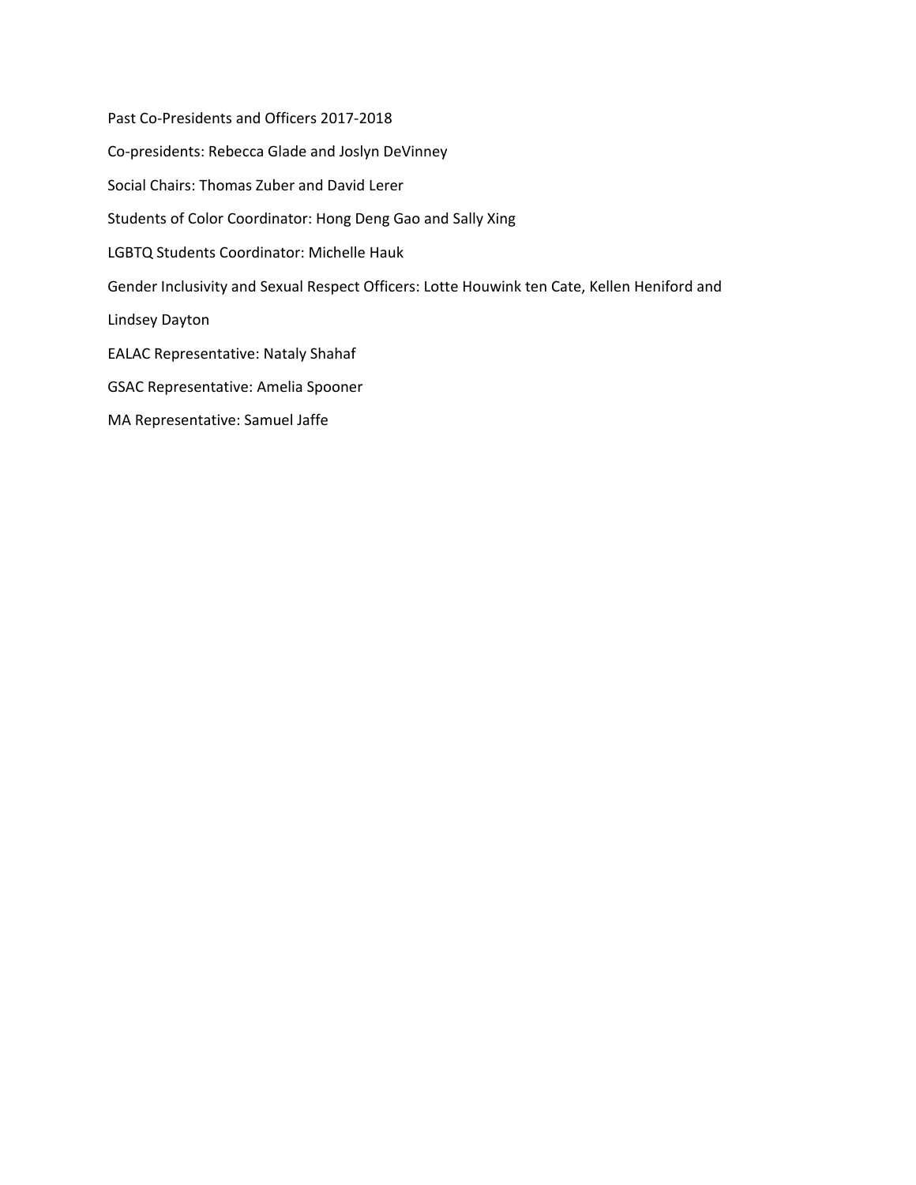Past Co-Presidents and Officers 2017-2018

Co-presidents: Rebecca Glade and Joslyn DeVinney

Social Chairs: Thomas Zuber and David Lerer

Students of Color Coordinator: Hong Deng Gao and Sally Xing

LGBTQ Students Coordinator: Michelle Hauk

Gender Inclusivity and Sexual Respect Officers: Lotte Houwink ten Cate, Kellen Heniford and Lindsey Dayton

EALAC Representative: Nataly Shahaf

GSAC Representative: Amelia Spooner

MA Representative: Samuel Jaffe